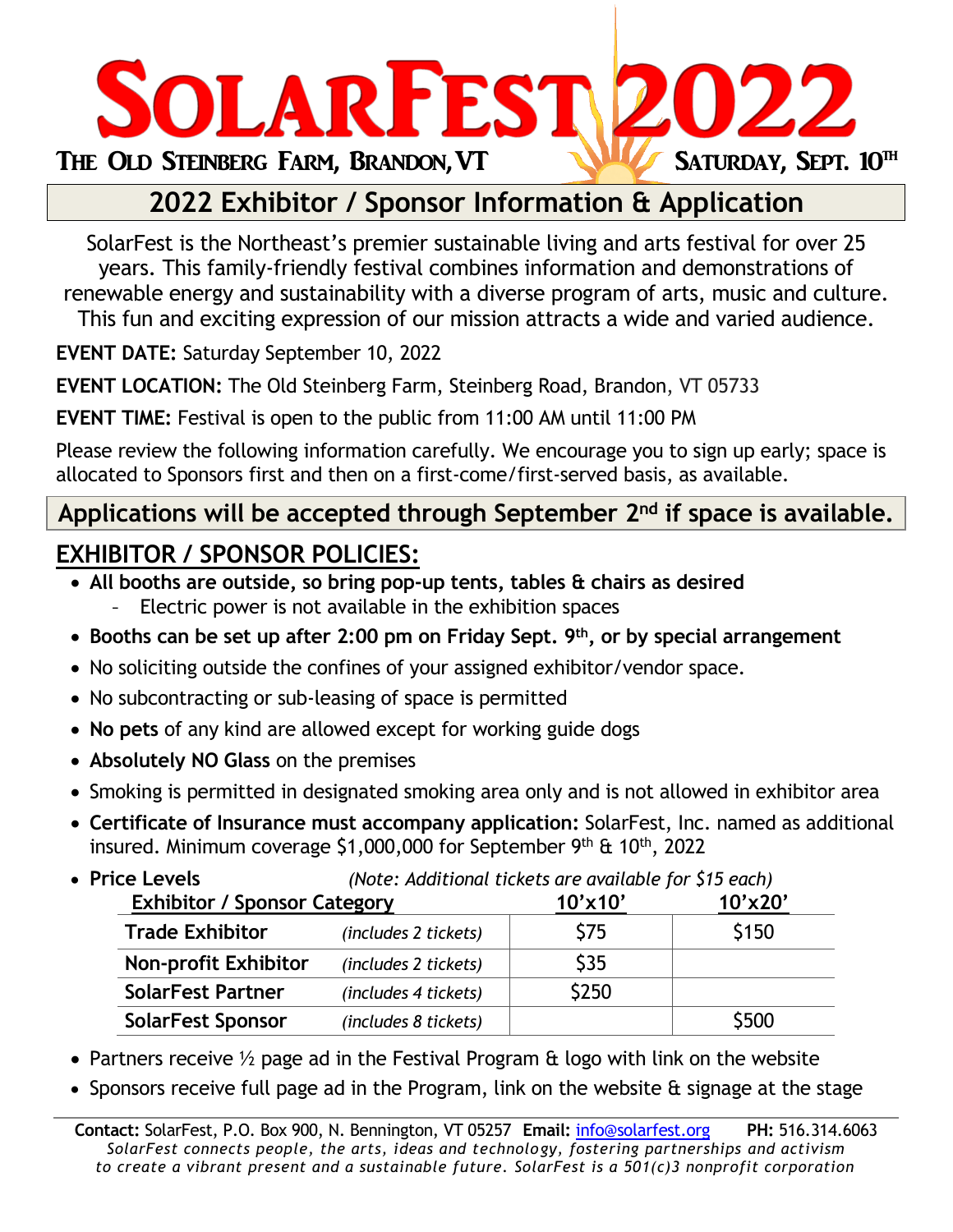# SolarFest 2022

**The Old Steinberg Farm, Brandon, VT** — **Saturday, Sept. 10th**

## 2022 Exhibitor / Sponsor Information & Application

SolarFest is the Northeast's premier sustainable living and arts festival for over 25 years. This family-friendly festival combines information and demonstrations of renewable energy and sustainability with a diverse program of arts, music and culture. This fun and exciting expression of our mission attracts a wide and varied audience.

**EVENT DATE:** Saturday September 10, 2022

**EVENT LOCATION:** The Old Steinberg Farm, Steinberg Road, Brandon, VT 05733

**EVENT TIME:** Festival is open to the public from 11:00 AM until 11:00 PM

Please review the following information carefully. We encourage you to sign up early; space is allocated to Sponsors first and then on a first-come/first-served basis, as available.

**Applications will be accepted through September 2nd if space is available.**

## EXHIBITOR / SPONSOR POLICIES:

- **All booths are outside, so bring pop-up tents, tables & chairs as desired**
  - Electric power is not available in the exhibition spaces
- **Booths can be set up after 2:00 pm on Friday Sept. 9th, or by special arrangement**
- No soliciting outside the confines of your assigned exhibitor/vendor space.
- No subcontracting or sub-leasing of space is permitted
- **No pets** of any kind are allowed except for working guide dogs
- **Absolutely NO Glass** on the premises
- Smoking is permitted in designated smoking area only and is not allowed in exhibitor area
- **Certificate of Insurance must accompany application:** SolarFest, Inc. named as additional insured. Minimum coverage $1,000,000 for September 9th & 10th, 2022
- **Price Levels** *(Note: Additional tickets are available for $15 each)*

| Exhibitor / Sponsor Category | | 10'x10' | 10'x20' |
|---|---|---|---|
| **Trade Exhibitor** | *(includes 2 tickets)* | $75 | $150 |
| **Non-profit Exhibitor** | *(includes 2 tickets)* | $35 | |
| **SolarFest Partner** | *(includes 4 tickets)* | $250 | |
| **SolarFest Sponsor** | *(includes 8 tickets)* | | $500 |

- Partners receive ½ page ad in the Festival Program & logo with link on the website
- Sponsors receive full page ad in the Program, link on the website & signage at the stage

---

**Contact:** SolarFest, P.O. Box 900, N. Bennington, VT 05257 **Email:** info@solarfest.org **PH:** 516.314.6063

*SolarFest connects people, the arts, ideas and technology, fostering partnerships and activism to create a vibrant present and a sustainable future. SolarFest is a 501(c)3 nonprofit corporation*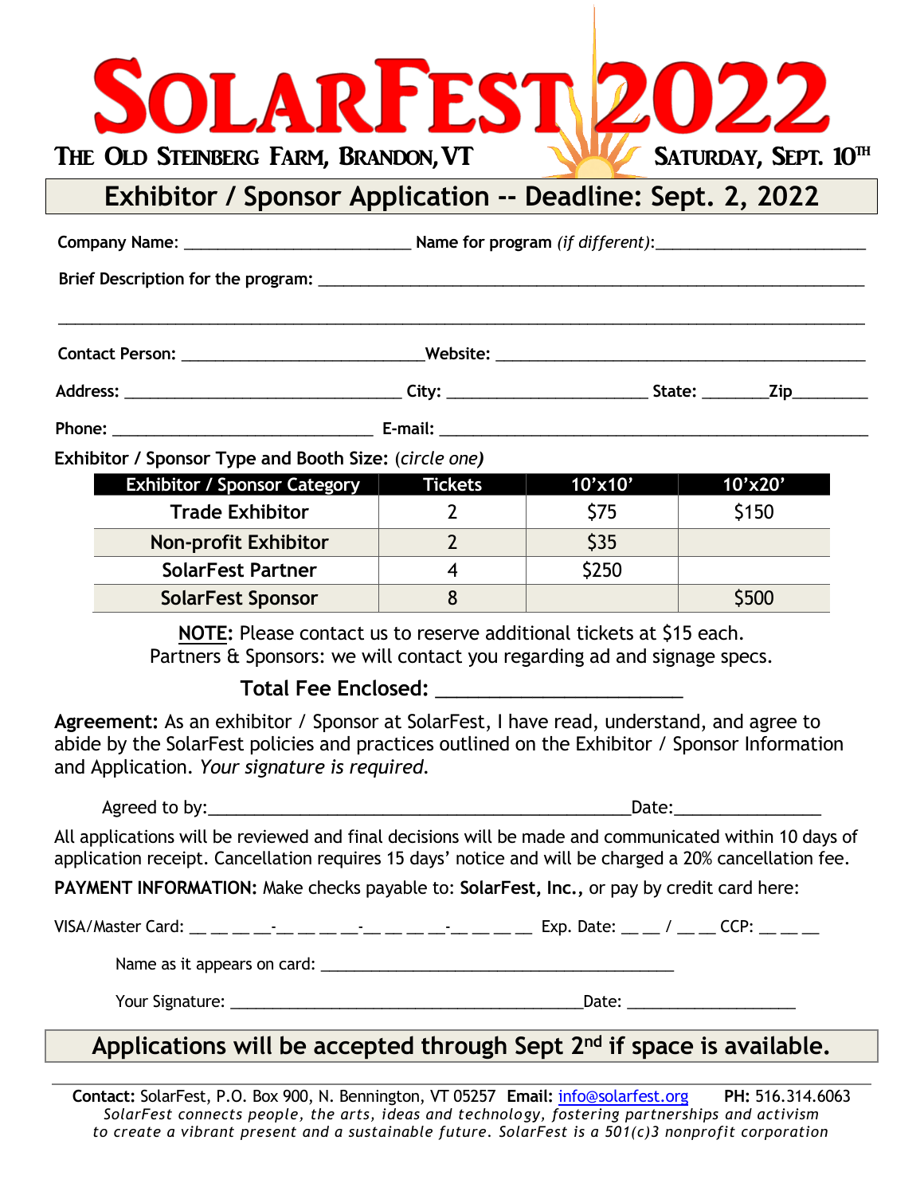# SolarFest 2022

**The Old Steinberg Farm, Brandon, VT** — **Saturday, Sept. 10th**

## Exhibitor / Sponsor Application -- Deadline: Sept. 2, 2022

**Company Name:** ___________________________ **Name for program** *(if different)*:________________________

**Brief Description for the program:** ____________________________________________________________

______________________________________________________________________________________

**Contact Person:** ___________________________**Website:** ____________________________________________

**Address:** _________________________________ **City:** _______________________ **State:** _______**Zip**_________

**Phone:** ______________________________ **E-mail:** ___________________________________________________

**Exhibitor / Sponsor Type and Booth Size:** (*circle one*)

| Exhibitor / Sponsor Category | Tickets | 10'x10' | 10'x20' |
|---|---|---|---|
| Trade Exhibitor | 2 | $75 | $150 |
| Non-profit Exhibitor | 2 | $35 | |
| SolarFest Partner | 4 | $250 | |
| SolarFest Sponsor | 8 | | $500 |

**NOTE:** Please contact us to reserve additional tickets at $15 each.
Partners & Sponsors: we will contact you regarding ad and signage specs.

**Total Fee Enclosed:** _______________________

**Agreement:** As an exhibitor / Sponsor at SolarFest, I have read, understand, and agree to abide by the SolarFest policies and practices outlined on the Exhibitor / Sponsor Information and Application. *Your signature is required.*

Agreed to by:_______________________________________________Date:________________

All applications will be reviewed and final decisions will be made and communicated within 10 days of application receipt. Cancellation requires 15 days' notice and will be charged a 20% cancellation fee.

**PAYMENT INFORMATION:** Make checks payable to: **SolarFest, Inc.,** or pay by credit card here:

VISA/Master Card: __ __ __ __-__ __ __ __-__ __ __ __-__ __ __ __ Exp. Date: __ __ / __ __ CCP: __ __ __

Name as it appears on card: ___________________________________________

Your Signature: _________________________________________Date: ___________________

## Applications will be accepted through Sept 2nd if space is available.

**Contact:** SolarFest, P.O. Box 900, N. Bennington, VT 05257 **Email:** info@solarfest.org **PH:** 516.314.6063
*SolarFest connects people, the arts, ideas and technology, fostering partnerships and activism to create a vibrant present and a sustainable future. SolarFest is a 501(c)3 nonprofit corporation*